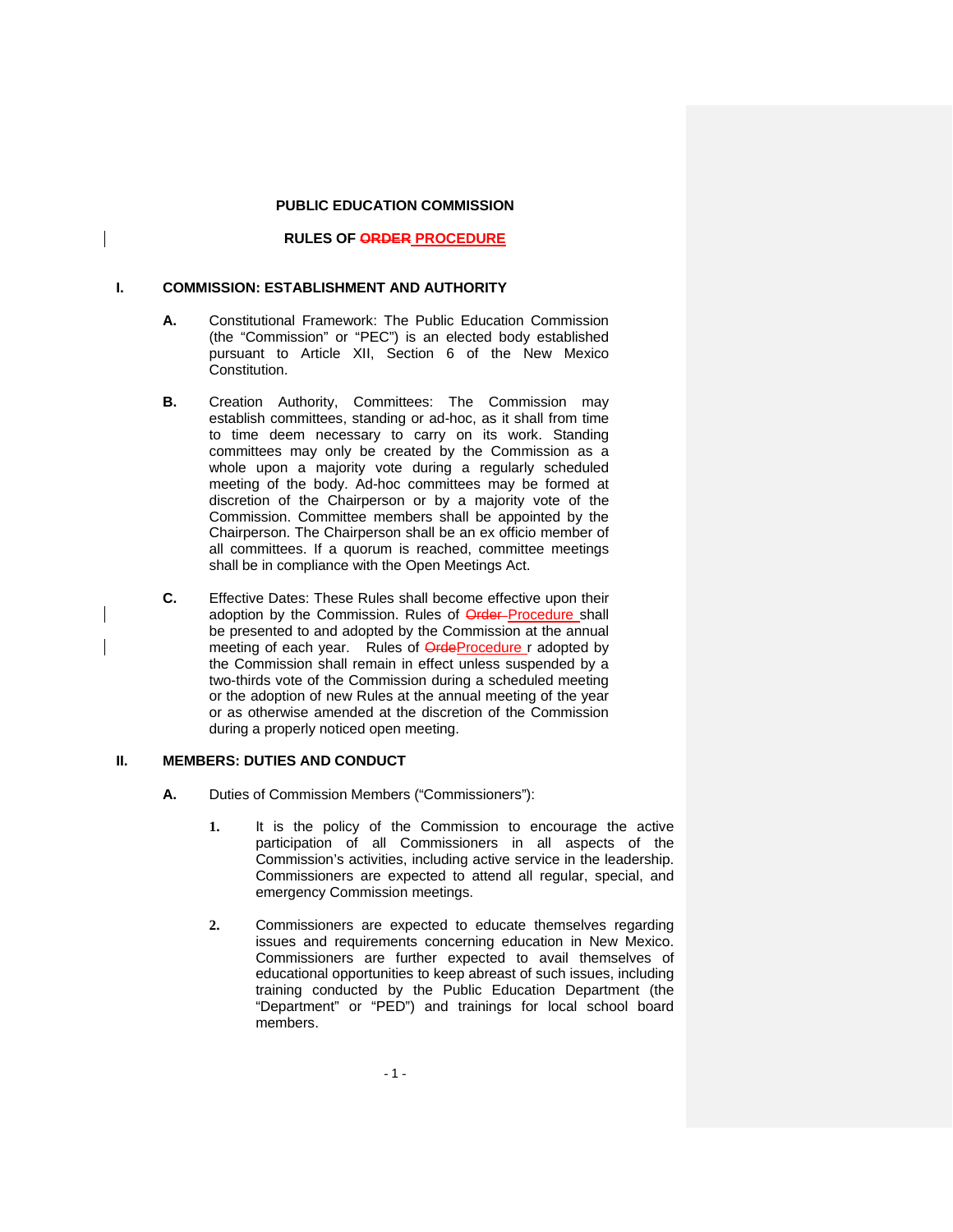**PUBLIC EDUCATION COMMISSION**

**RULES OF ~~ORDER~~ PROCEDURE**

## I. COMMISSION: ESTABLISHMENT AND AUTHORITY

**A.** Constitutional Framework: The Public Education Commission (the "Commission" or "PEC") is an elected body established pursuant to Article XII, Section 6 of the New Mexico Constitution.

**B.** Creation Authority, Committees: The Commission may establish committees, standing or ad-hoc, as it shall from time to time deem necessary to carry on its work. Standing committees may only be created by the Commission as a whole upon a majority vote during a regularly scheduled meeting of the body. Ad-hoc committees may be formed at discretion of the Chairperson or by a majority vote of the Commission. Committee members shall be appointed by the Chairperson. The Chairperson shall be an ex officio member of all committees. If a quorum is reached, committee meetings shall be in compliance with the Open Meetings Act.

**C.** Effective Dates: These Rules shall become effective upon their adoption by the Commission. Rules of ~~Order~~ Procedure shall be presented to and adopted by the Commission at the annual meeting of each year. Rules of ~~Orde~~Procedure r adopted by the Commission shall remain in effect unless suspended by a two-thirds vote of the Commission during a scheduled meeting or the adoption of new Rules at the annual meeting of the year or as otherwise amended at the discretion of the Commission during a properly noticed open meeting.

## II. MEMBERS: DUTIES AND CONDUCT

**A.** Duties of Commission Members ("Commissioners"):

1. It is the policy of the Commission to encourage the active participation of all Commissioners in all aspects of the Commission's activities, including active service in the leadership. Commissioners are expected to attend all regular, special, and emergency Commission meetings.

2. Commissioners are expected to educate themselves regarding issues and requirements concerning education in New Mexico. Commissioners are further expected to avail themselves of educational opportunities to keep abreast of such issues, including training conducted by the Public Education Department (the "Department" or "PED") and trainings for local school board members.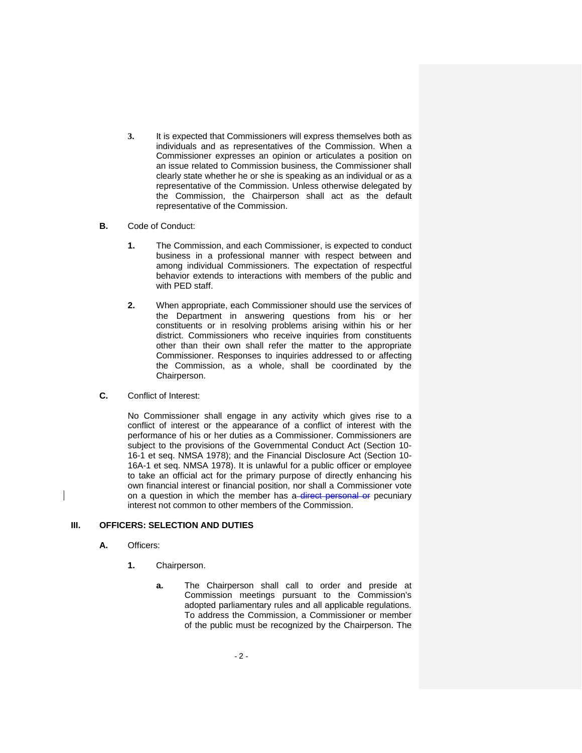3. It is expected that Commissioners will express themselves both as individuals and as representatives of the Commission. When a Commissioner expresses an opinion or articulates a position on an issue related to Commission business, the Commissioner shall clearly state whether he or she is speaking as an individual or as a representative of the Commission. Unless otherwise delegated by the Commission, the Chairperson shall act as the default representative of the Commission.

**B.** Code of Conduct:

1. The Commission, and each Commissioner, is expected to conduct business in a professional manner with respect between and among individual Commissioners. The expectation of respectful behavior extends to interactions with members of the public and with PED staff.

2. When appropriate, each Commissioner should use the services of the Department in answering questions from his or her constituents or in resolving problems arising within his or her district. Commissioners who receive inquiries from constituents other than their own shall refer the matter to the appropriate Commissioner. Responses to inquiries addressed to or affecting the Commission, as a whole, shall be coordinated by the Chairperson.

**C.** Conflict of Interest:

No Commissioner shall engage in any activity which gives rise to a conflict of interest or the appearance of a conflict of interest with the performance of his or her duties as a Commissioner. Commissioners are subject to the provisions of the Governmental Conduct Act (Section 10-16-1 et seq. NMSA 1978); and the Financial Disclosure Act (Section 10-16A-1 et seq. NMSA 1978). It is unlawful for a public officer or employee to take an official act for the primary purpose of directly enhancing his own financial interest or financial position, nor shall a Commissioner vote on a question in which the member has a ~~direct personal or~~ pecuniary interest not common to other members of the Commission.

## III. OFFICERS: SELECTION AND DUTIES

**A.** Officers:

1. Chairperson.

   a. The Chairperson shall call to order and preside at Commission meetings pursuant to the Commission's adopted parliamentary rules and all applicable regulations. To address the Commission, a Commissioner or member of the public must be recognized by the Chairperson. The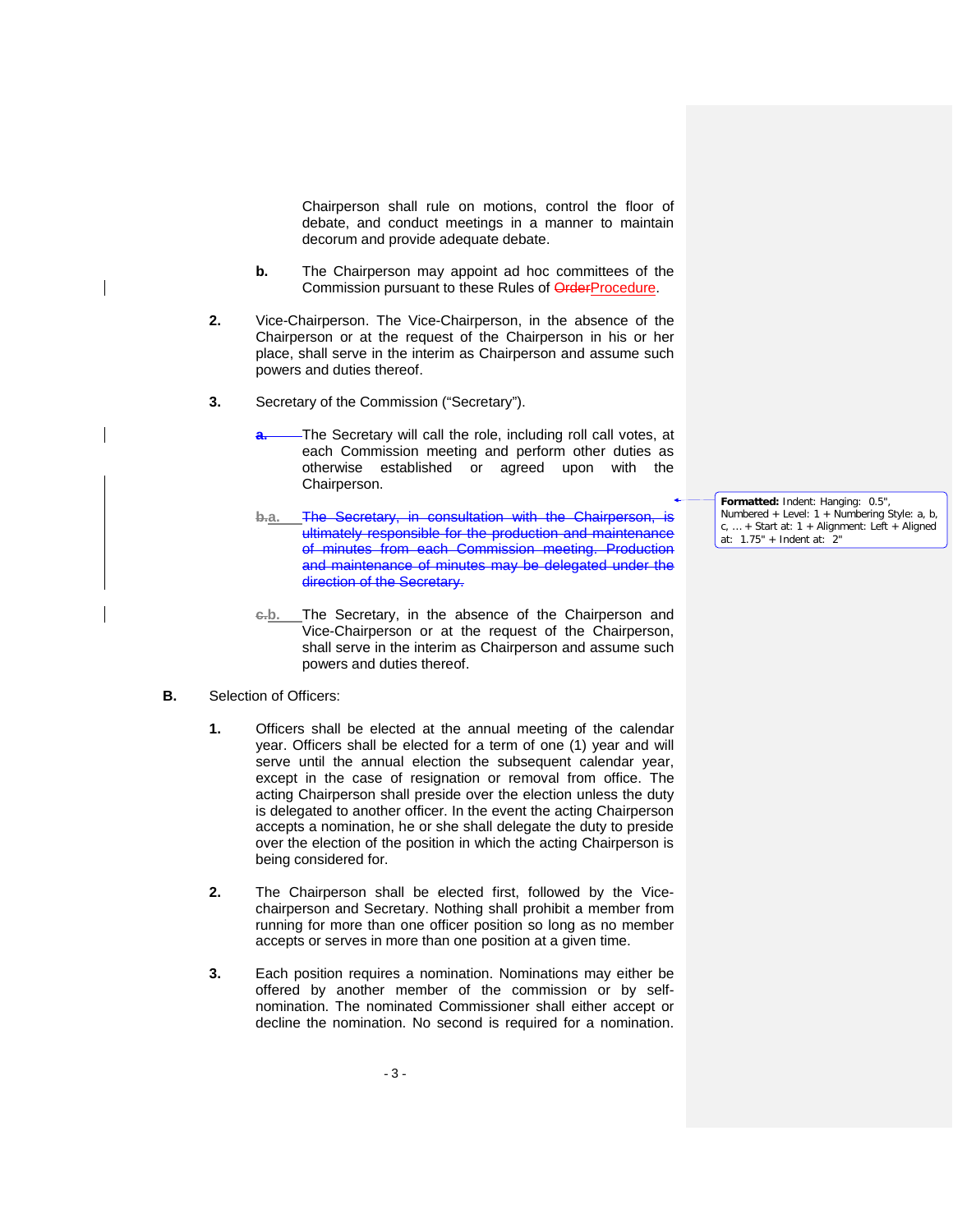Chairperson shall rule on motions, control the floor of debate, and conduct meetings in a manner to maintain decorum and provide adequate debate.

**b.** The Chairperson may appoint ad hoc committees of the Commission pursuant to these Rules of ~~Order~~Procedure.

**2.** Vice-Chairperson. The Vice-Chairperson, in the absence of the Chairperson or at the request of the Chairperson in his or her place, shall serve in the interim as Chairperson and assume such powers and duties thereof.

**3.** Secretary of the Commission ("Secretary").

~~**a.**~~ The Secretary will call the role, including roll call votes, at each Commission meeting and perform other duties as otherwise established or agreed upon with the Chairperson.

~~**b.**~~**a.** ~~The Secretary, in consultation with the Chairperson, is ultimately responsible for the production and maintenance of minutes from each Commission meeting. Production and maintenance of minutes may be delegated under the direction of the Secretary.~~

~~**c.**~~**b.** The Secretary, in the absence of the Chairperson and Vice-Chairperson or at the request of the Chairperson, shall serve in the interim as Chairperson and assume such powers and duties thereof.

**Formatted:** Indent: Hanging: 0.5", Numbered + Level: 1 + Numbering Style: a, b, c, … + Start at: 1 + Alignment: Left + Aligned at: 1.75" + Indent at: 2"

**B.** Selection of Officers:

**1.** Officers shall be elected at the annual meeting of the calendar year. Officers shall be elected for a term of one (1) year and will serve until the annual election the subsequent calendar year, except in the case of resignation or removal from office. The acting Chairperson shall preside over the election unless the duty is delegated to another officer. In the event the acting Chairperson accepts a nomination, he or she shall delegate the duty to preside over the election of the position in which the acting Chairperson is being considered for.

**2.** The Chairperson shall be elected first, followed by the Vice-chairperson and Secretary. Nothing shall prohibit a member from running for more than one officer position so long as no member accepts or serves in more than one position at a given time.

**3.** Each position requires a nomination. Nominations may either be offered by another member of the commission or by self-nomination. The nominated Commissioner shall either accept or decline the nomination. No second is required for a nomination.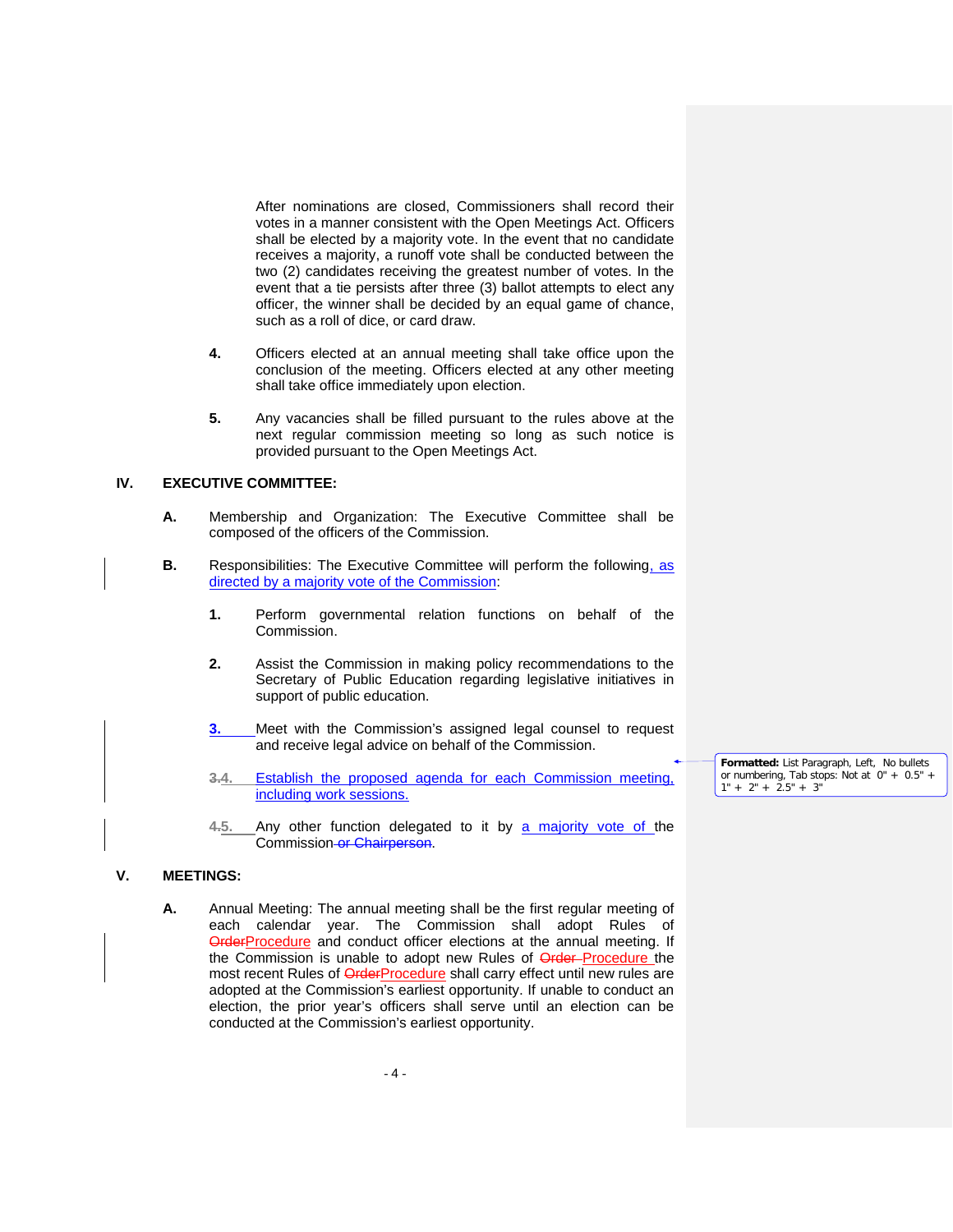After nominations are closed, Commissioners shall record their votes in a manner consistent with the Open Meetings Act. Officers shall be elected by a majority vote. In the event that no candidate receives a majority, a runoff vote shall be conducted between the two (2) candidates receiving the greatest number of votes. In the event that a tie persists after three (3) ballot attempts to elect any officer, the winner shall be decided by an equal game of chance, such as a roll of dice, or card draw.

**4.** Officers elected at an annual meeting shall take office upon the conclusion of the meeting. Officers elected at any other meeting shall take office immediately upon election.

**5.** Any vacancies shall be filled pursuant to the rules above at the next regular commission meeting so long as such notice is provided pursuant to the Open Meetings Act.

## IV. EXECUTIVE COMMITTEE:

**A.** Membership and Organization: The Executive Committee shall be composed of the officers of the Commission.

**B.** Responsibilities: The Executive Committee will perform the following, as directed by a majority vote of the Commission:

**1.** Perform governmental relation functions on behalf of the Commission.

**2.** Assist the Commission in making policy recommendations to the Secretary of Public Education regarding legislative initiatives in support of public education.

**3.** Meet with the Commission's assigned legal counsel to request and receive legal advice on behalf of the Commission.

~~3.~~4. Establish the proposed agenda for each Commission meeting, including work sessions.

~~4.~~5. Any other function delegated to it by a majority vote of the Commission ~~or Chairperson~~.

## V. MEETINGS:

**A.** Annual Meeting: The annual meeting shall be the first regular meeting of each calendar year. The Commission shall adopt Rules of ~~Order~~Procedure and conduct officer elections at the annual meeting. If the Commission is unable to adopt new Rules of ~~Order~~ Procedure the most recent Rules of ~~Order~~Procedure shall carry effect until new rules are adopted at the Commission's earliest opportunity. If unable to conduct an election, the prior year's officers shall serve until an election can be conducted at the Commission's earliest opportunity.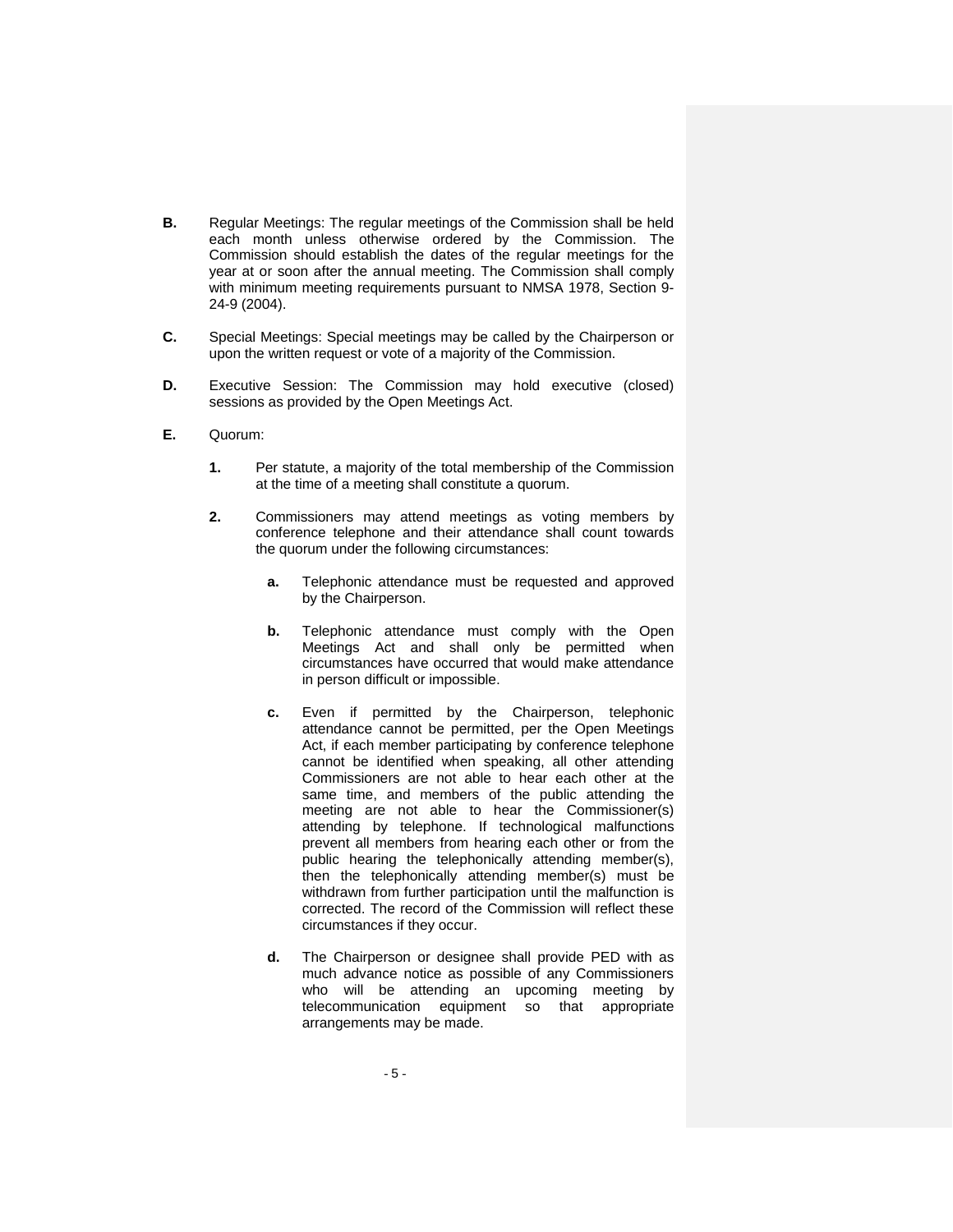**B.** Regular Meetings: The regular meetings of the Commission shall be held each month unless otherwise ordered by the Commission. The Commission should establish the dates of the regular meetings for the year at or soon after the annual meeting. The Commission shall comply with minimum meeting requirements pursuant to NMSA 1978, Section 9-24-9 (2004).

**C.** Special Meetings: Special meetings may be called by the Chairperson or upon the written request or vote of a majority of the Commission.

**D.** Executive Session: The Commission may hold executive (closed) sessions as provided by the Open Meetings Act.

**E.** Quorum:

**1.** Per statute, a majority of the total membership of the Commission at the time of a meeting shall constitute a quorum.

**2.** Commissioners may attend meetings as voting members by conference telephone and their attendance shall count towards the quorum under the following circumstances:

**a.** Telephonic attendance must be requested and approved by the Chairperson.

**b.** Telephonic attendance must comply with the Open Meetings Act and shall only be permitted when circumstances have occurred that would make attendance in person difficult or impossible.

**c.** Even if permitted by the Chairperson, telephonic attendance cannot be permitted, per the Open Meetings Act, if each member participating by conference telephone cannot be identified when speaking, all other attending Commissioners are not able to hear each other at the same time, and members of the public attending the meeting are not able to hear the Commissioner(s) attending by telephone. If technological malfunctions prevent all members from hearing each other or from the public hearing the telephonically attending member(s), then the telephonically attending member(s) must be withdrawn from further participation until the malfunction is corrected. The record of the Commission will reflect these circumstances if they occur.

**d.** The Chairperson or designee shall provide PED with as much advance notice as possible of any Commissioners who will be attending an upcoming meeting by telecommunication equipment so that appropriate arrangements may be made.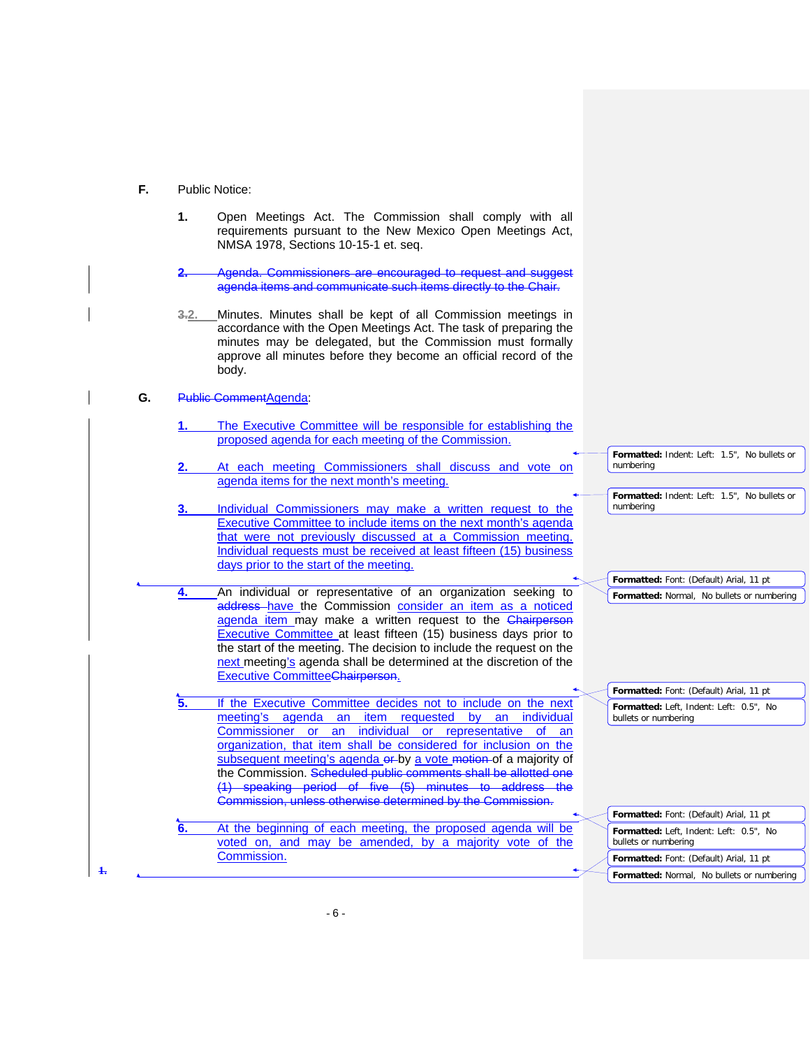**F.** Public Notice:

1. Open Meetings Act. The Commission shall comply with all requirements pursuant to the New Mexico Open Meetings Act, NMSA 1978, Sections 10-15-1 et. seq.

~~2. Agenda. Commissioners are encouraged to request and suggest agenda items and communicate such items directly to the Chair.~~

~~3.~~2. Minutes. Minutes shall be kept of all Commission meetings in accordance with the Open Meetings Act. The task of preparing the minutes may be delegated, but the Commission must formally approve all minutes before they become an official record of the body.

**G.** ~~Public Comment~~Agenda:

1. The Executive Committee will be responsible for establishing the proposed agenda for each meeting of the Commission.

2. At each meeting Commissioners shall discuss and vote on agenda items for the next month's meeting.

3. Individual Commissioners may make a written request to the Executive Committee to include items on the next month's agenda that were not previously discussed at a Commission meeting. Individual requests must be received at least fifteen (15) business days prior to the start of the meeting.

4. An individual or representative of an organization seeking to ~~address~~ have the Commission consider an item as a noticed agenda item may make a written request to the ~~Chairperson~~ Executive Committee at least fifteen (15) business days prior to the start of the meeting. The decision to include the request on the next meeting's agenda shall be determined at the discretion of the Executive Committee~~Chairperson~~.

5. If the Executive Committee decides not to include on the next meeting's agenda an item requested by an individual Commissioner or an individual or representative of an organization, that item shall be considered for inclusion on the subsequent meeting's agenda ~~or~~ by a vote ~~motion~~ of a majority of the Commission. ~~Scheduled public comments shall be allotted one (1) speaking period of five (5) minutes to address the Commission, unless otherwise determined by the Commission.~~

6. At the beginning of each meeting, the proposed agenda will be voted on, and may be amended, by a majority vote of the Commission.

~~1.~~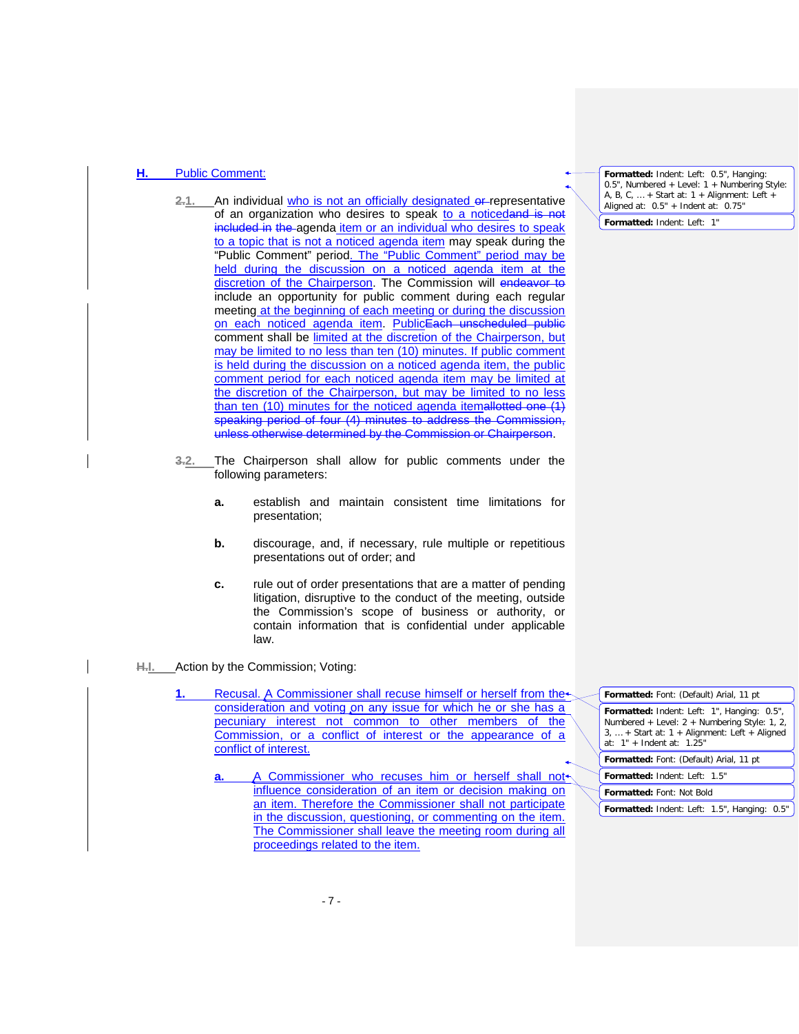**H.** Public Comment:

2.1. An individual who is not an officially designated or representative of an organization who desires to speak to a noticedand is not included in the agenda item or an individual who desires to speak to a topic that is not a noticed agenda item may speak during the "Public Comment" period. The "Public Comment" period may be held during the discussion on a noticed agenda item at the discretion of the Chairperson. The Commission will endeavor to include an opportunity for public comment during each regular meeting at the beginning of each meeting or during the discussion on each noticed agenda item. PublicEach unscheduled public comment shall be limited at the discretion of the Chairperson, but may be limited to no less than ten (10) minutes. If public comment is held during the discussion on a noticed agenda item, the public comment period for each noticed agenda item may be limited at the discretion of the Chairperson, but may be limited to no less than ten (10) minutes for the noticed agenda itemallotted one (1) speaking period of four (4) minutes to address the Commission, unless otherwise determined by the Commission or Chairperson.

3.2. The Chairperson shall allow for public comments under the following parameters:

- **a.** establish and maintain consistent time limitations for presentation;
- **b.** discourage, and, if necessary, rule multiple or repetitious presentations out of order; and
- **c.** rule out of order presentations that are a matter of pending litigation, disruptive to the conduct of the meeting, outside the Commission's scope of business or authority, or contain information that is confidential under applicable law.

H.I. Action by the Commission; Voting:

**1.** Recusal. A Commissioner shall recuse himself or herself from the consideration and voting on any issue for which he or she has a pecuniary interest not common to other members of the Commission, or a conflict of interest or the appearance of a conflict of interest.

- **a.** A Commissioner who recuses him or herself shall not influence consideration of an item or decision making on an item. Therefore the Commissioner shall not participate in the discussion, questioning, or commenting on the item. The Commissioner shall leave the meeting room during all proceedings related to the item.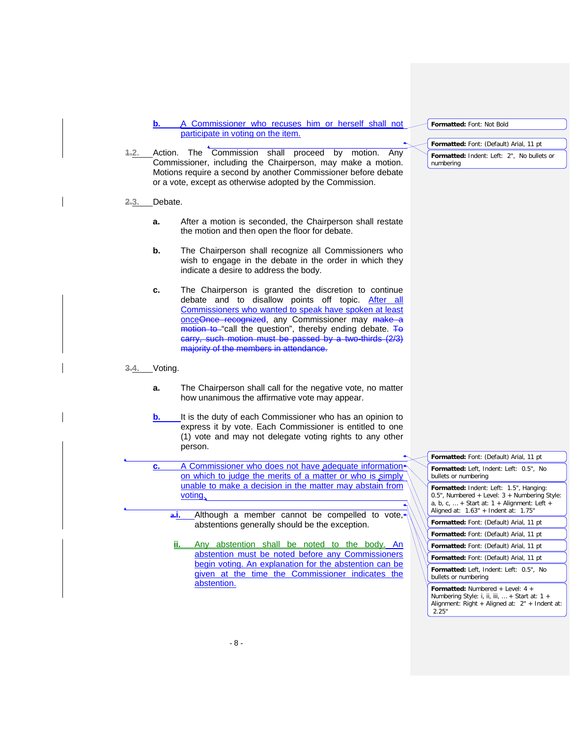b. A Commissioner who recuses him or herself shall not participate in voting on the item.

1.2. Action. The Commission shall proceed by motion. Any Commissioner, including the Chairperson, may make a motion. Motions require a second by another Commissioner before debate or a vote, except as otherwise adopted by the Commission.

2.3. Debate.

a. After a motion is seconded, the Chairperson shall restate the motion and then open the floor for debate.

b. The Chairperson shall recognize all Commissioners who wish to engage in the debate in the order in which they indicate a desire to address the body.

c. The Chairperson is granted the discretion to continue debate and to disallow points off topic. After all Commissioners who wanted to speak have spoken at least onceOnce recognized, any Commissioner may make a motion to "call the question", thereby ending debate. To carry, such motion must be passed by a two-thirds (2/3) majority of the members in attendance.

3.4. Voting.

a. The Chairperson shall call for the negative vote, no matter how unanimous the affirmative vote may appear.

b. It is the duty of each Commissioner who has an opinion to express it by vote. Each Commissioner is entitled to one (1) vote and may not delegate voting rights to any other person.

c. A Commissioner who does not have adequate information on which to judge the merits of a matter or who is simply unable to make a decision in the matter may abstain from voting.

a.i. Although a member cannot be compelled to vote, abstentions generally should be the exception.

ii. Any abstention shall be noted to the body. An abstention must be noted before any Commissioners begin voting. An explanation for the abstention can be given at the time the Commissioner indicates the abstention.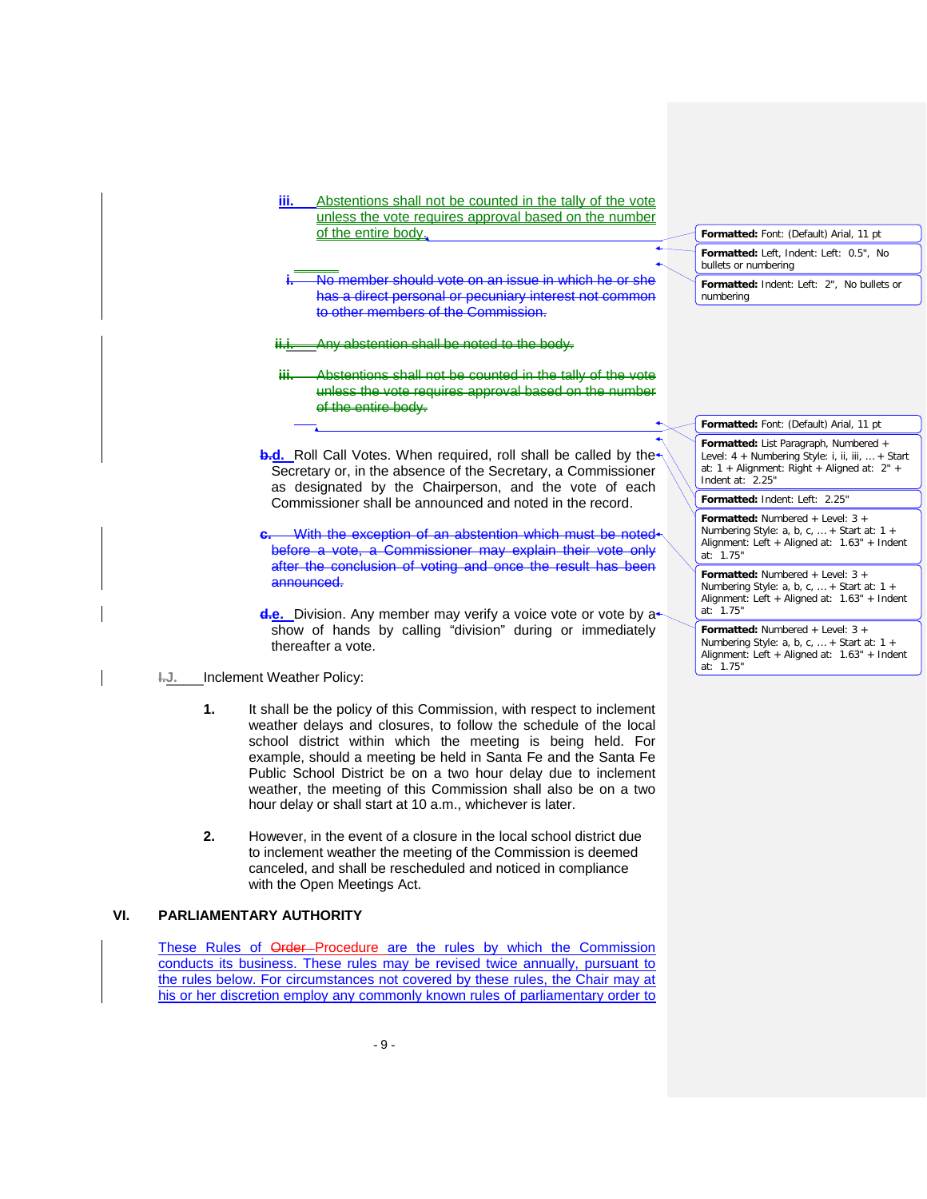iii. Abstentions shall not be counted in the tally of the vote unless the vote requires approval based on the number of the entire body.

~~i. No member should vote on an issue in which he or she has a direct personal or pecuniary interest not common to other members of the Commission.~~

~~ii.~~ ~~i.~~ ~~Any abstention shall be noted to the body.~~

~~iii. Abstentions shall not be counted in the tally of the vote unless the vote requires approval based on the number of the entire body.~~

~~b.~~d. Roll Call Votes. When required, roll shall be called by the Secretary or, in the absence of the Secretary, a Commissioner as designated by the Chairperson, and the vote of each Commissioner shall be announced and noted in the record.

~~c. With the exception of an abstention which must be noted before a vote, a Commissioner may explain their vote only after the conclusion of voting and once the result has been announced.~~

~~d.~~e. Division. Any member may verify a voice vote or vote by a show of hands by calling "division" during or immediately thereafter a vote.

~~I.~~J. Inclement Weather Policy:

**1.** It shall be the policy of this Commission, with respect to inclement weather delays and closures, to follow the schedule of the local school district within which the meeting is being held. For example, should a meeting be held in Santa Fe and the Santa Fe Public School District be on a two hour delay due to inclement weather, the meeting of this Commission shall also be on a two hour delay or shall start at 10 a.m., whichever is later.

**2.** However, in the event of a closure in the local school district due to inclement weather the meeting of the Commission is deemed canceled, and shall be rescheduled and noticed in compliance with the Open Meetings Act.

## VI. PARLIAMENTARY AUTHORITY

These Rules of ~~Order~~ Procedure are the rules by which the Commission conducts its business. These rules may be revised twice annually, pursuant to the rules below. For circumstances not covered by these rules, the Chair may at his or her discretion employ any commonly known rules of parliamentary order to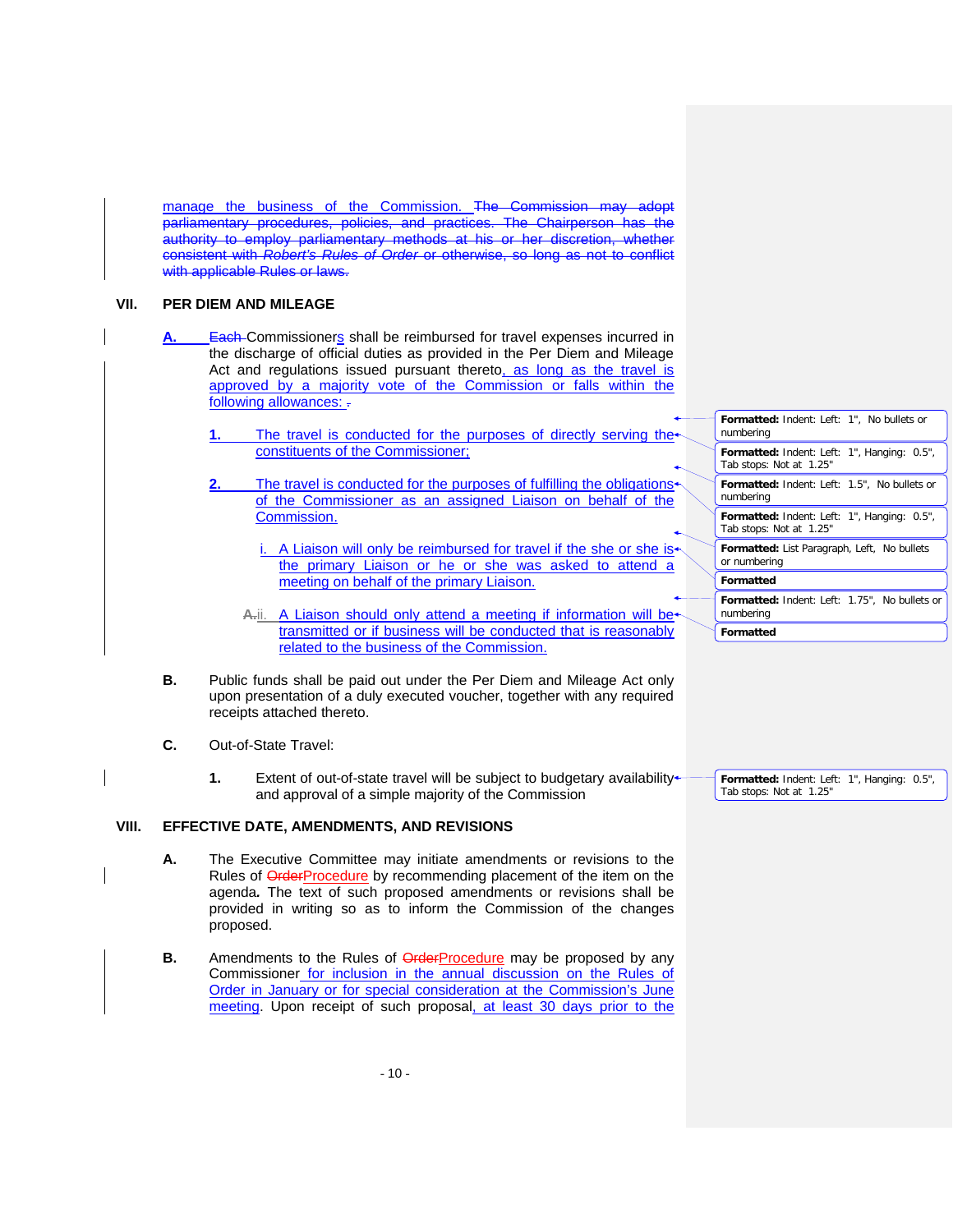manage the business of the Commission. ~~The Commission may adopt parliamentary procedures, policies, and practices. The Chairperson has the authority to employ parliamentary methods at his or her discretion, whether consistent with *Robert's Rules of Order* or otherwise, so long as not to conflict with applicable Rules or laws.~~

## VII. PER DIEM AND MILEAGE

**A.** ~~Each~~ Commissioners shall be reimbursed for travel expenses incurred in the discharge of official duties as provided in the Per Diem and Mileage Act and regulations issued pursuant thereto, as long as the travel is approved by a majority vote of the Commission or falls within the following allowances: ~~.~~

1. The travel is conducted for the purposes of directly serving the constituents of the Commissioner;

2. The travel is conducted for the purposes of fulfilling the obligations of the Commissioner as an assigned Liaison on behalf of the Commission.

   i. A Liaison will only be reimbursed for travel if the she or she is the primary Liaison or he or she was asked to attend a meeting on behalf of the primary Liaison.

   ~~A.~~ii. A Liaison should only attend a meeting if information will be transmitted or if business will be conducted that is reasonably related to the business of the Commission.

**B.** Public funds shall be paid out under the Per Diem and Mileage Act only upon presentation of a duly executed voucher, together with any required receipts attached thereto.

**C.** Out-of-State Travel:

1. Extent of out-of-state travel will be subject to budgetary availability and approval of a simple majority of the Commission

## VIII. EFFECTIVE DATE, AMENDMENTS, AND REVISIONS

**A.** The Executive Committee may initiate amendments or revisions to the Rules of ~~Order~~Procedure by recommending placement of the item on the agenda. The text of such proposed amendments or revisions shall be provided in writing so as to inform the Commission of the changes proposed.

**B.** Amendments to the Rules of ~~Order~~Procedure may be proposed by any Commissioner for inclusion in the annual discussion on the Rules of Order in January or for special consideration at the Commission's June meeting. Upon receipt of such proposal, at least 30 days prior to the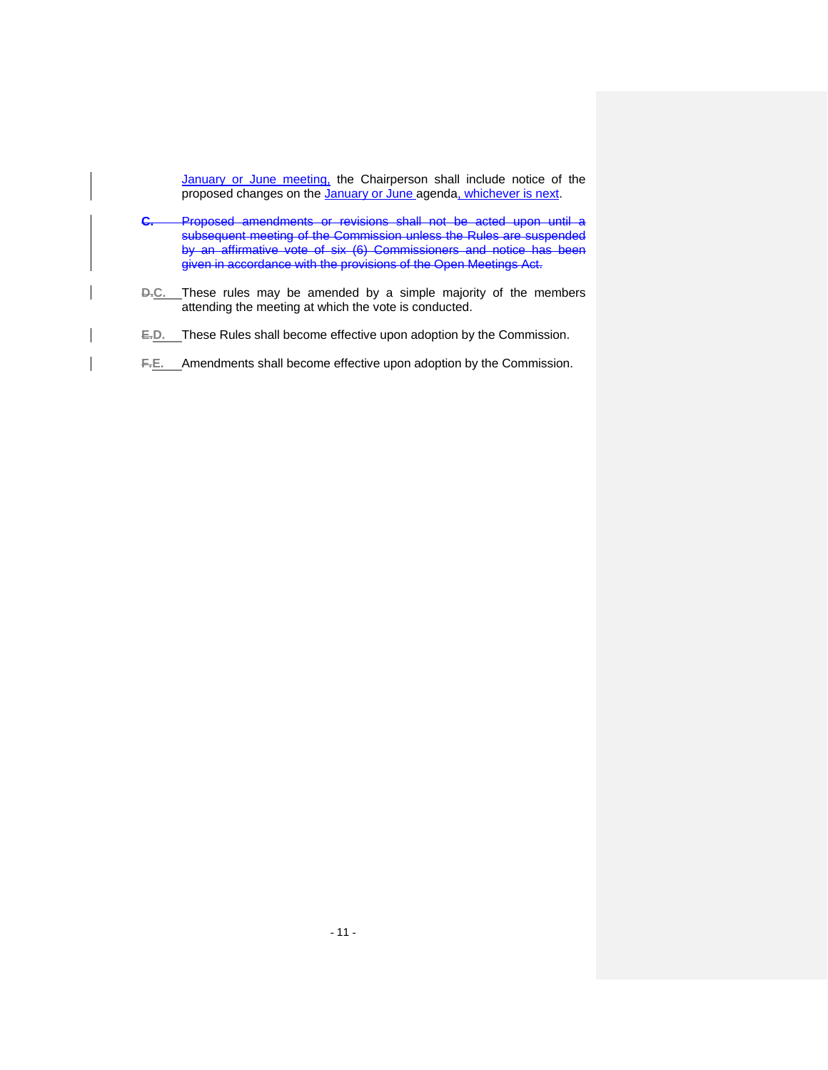January or June meeting, the Chairperson shall include notice of the proposed changes on the January or June agenda, whichever is next.

~~C. Proposed amendments or revisions shall not be acted upon until a subsequent meeting of the Commission unless the Rules are suspended by an affirmative vote of six (6) Commissioners and notice has been given in accordance with the provisions of the Open Meetings Act.~~

~~D.~~C. These rules may be amended by a simple majority of the members attending the meeting at which the vote is conducted.

~~E.~~D. These Rules shall become effective upon adoption by the Commission.

~~F.~~E. Amendments shall become effective upon adoption by the Commission.